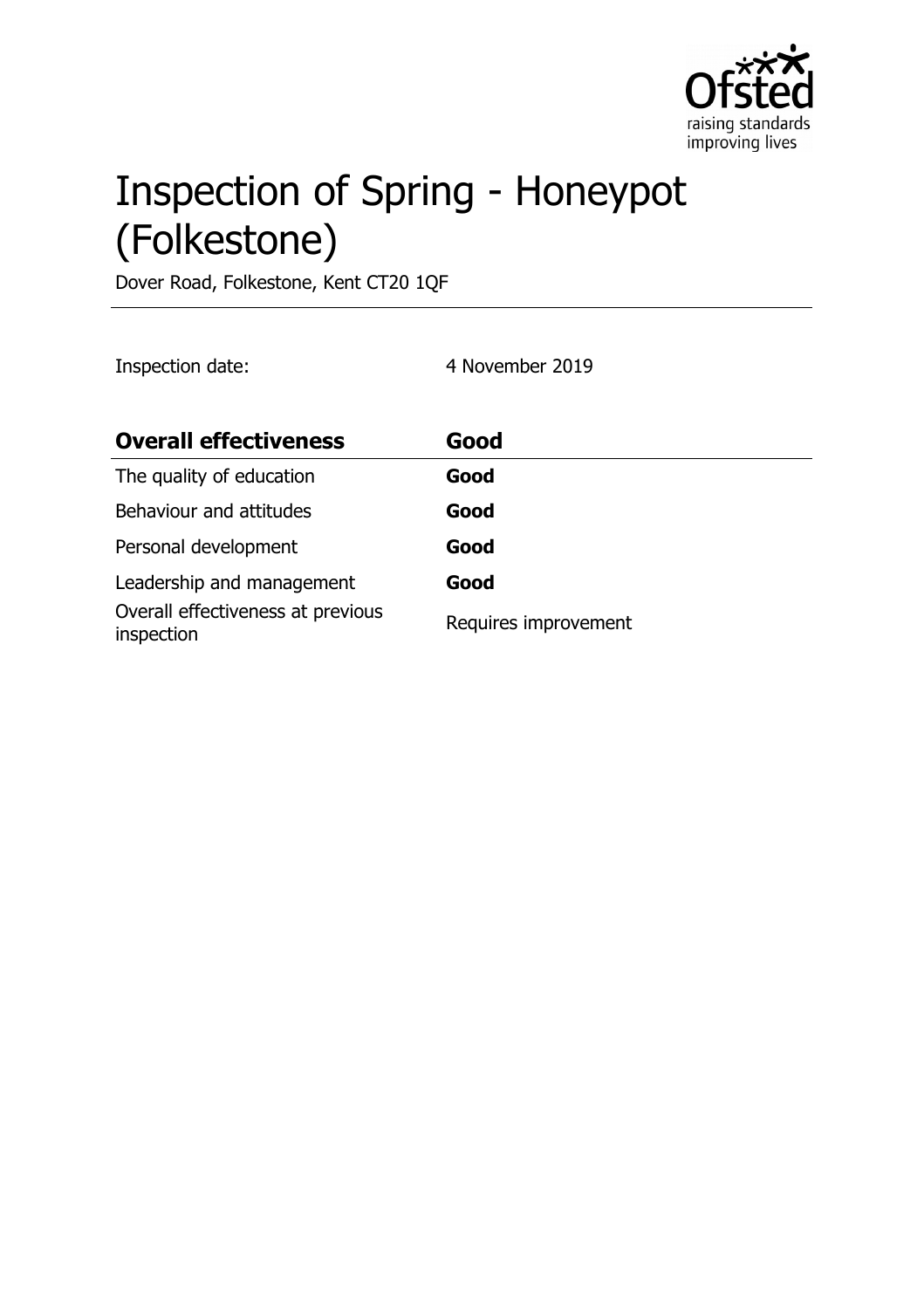# Inspection of Spring - Honeypot (Folkestone)

Dover Road, Folkestone, Kent CT20 1QF

Inspection date: 4 November 2019

| **Overall effectiveness** | **Good** |
| --- | --- |
| The quality of education | **Good** |
| Behaviour and attitudes | **Good** |
| Personal development | **Good** |
| Leadership and management | **Good** |
| Overall effectiveness at previous inspection | Requires improvement |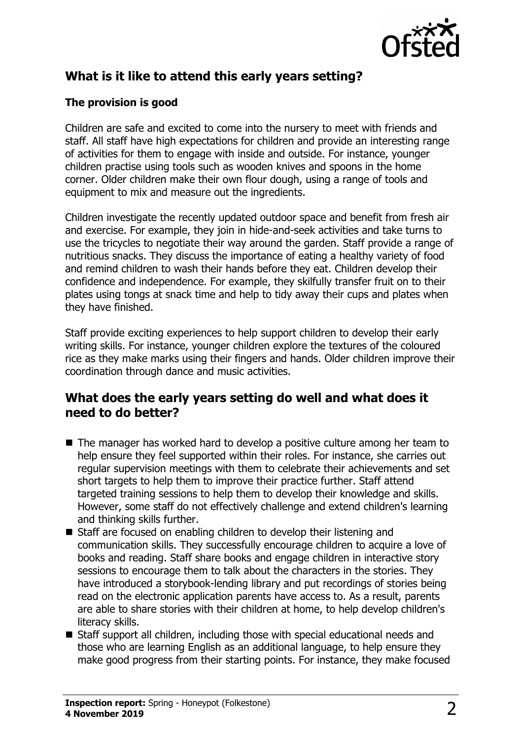## What is it like to attend this early years setting?

### The provision is good

Children are safe and excited to come into the nursery to meet with friends and staff. All staff have high expectations for children and provide an interesting range of activities for them to engage with inside and outside. For instance, younger children practise using tools such as wooden knives and spoons in the home corner. Older children make their own flour dough, using a range of tools and equipment to mix and measure out the ingredients.

Children investigate the recently updated outdoor space and benefit from fresh air and exercise. For example, they join in hide-and-seek activities and take turns to use the tricycles to negotiate their way around the garden. Staff provide a range of nutritious snacks. They discuss the importance of eating a healthy variety of food and remind children to wash their hands before they eat. Children develop their confidence and independence. For example, they skilfully transfer fruit on to their plates using tongs at snack time and help to tidy away their cups and plates when they have finished.

Staff provide exciting experiences to help support children to develop their early writing skills. For instance, younger children explore the textures of the coloured rice as they make marks using their fingers and hands. Older children improve their coordination through dance and music activities.

## What does the early years setting do well and what does it need to do better?

- The manager has worked hard to develop a positive culture among her team to help ensure they feel supported within their roles. For instance, she carries out regular supervision meetings with them to celebrate their achievements and set short targets to help them to improve their practice further. Staff attend targeted training sessions to help them to develop their knowledge and skills. However, some staff do not effectively challenge and extend children's learning and thinking skills further.
- Staff are focused on enabling children to develop their listening and communication skills. They successfully encourage children to acquire a love of books and reading. Staff share books and engage children in interactive story sessions to encourage them to talk about the characters in the stories. They have introduced a storybook-lending library and put recordings of stories being read on the electronic application parents have access to. As a result, parents are able to share stories with their children at home, to help develop children's literacy skills.
- Staff support all children, including those with special educational needs and those who are learning English as an additional language, to help ensure they make good progress from their starting points. For instance, they make focused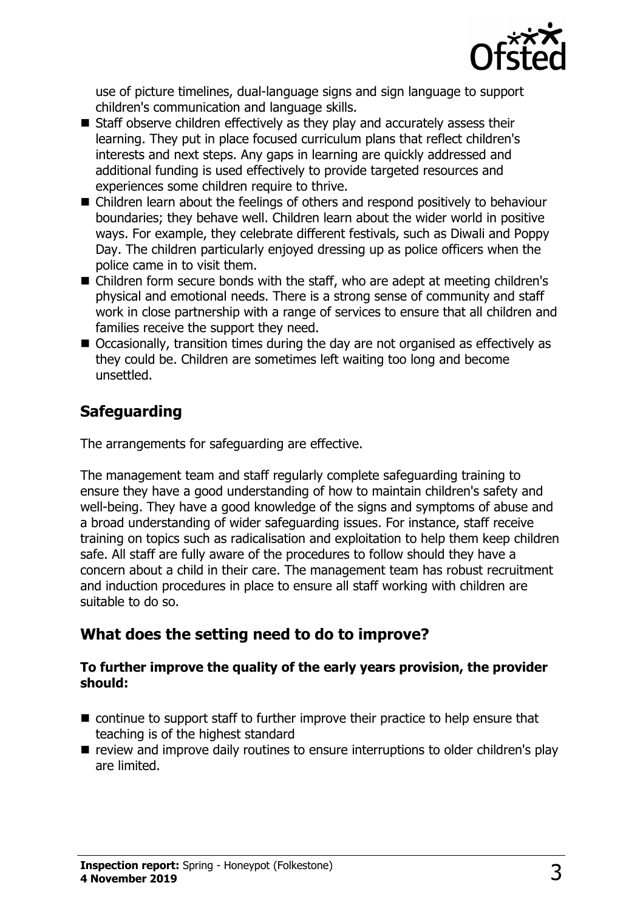use of picture timelines, dual-language signs and sign language to support children's communication and language skills.

- Staff observe children effectively as they play and accurately assess their learning. They put in place focused curriculum plans that reflect children's interests and next steps. Any gaps in learning are quickly addressed and additional funding is used effectively to provide targeted resources and experiences some children require to thrive.
- Children learn about the feelings of others and respond positively to behaviour boundaries; they behave well. Children learn about the wider world in positive ways. For example, they celebrate different festivals, such as Diwali and Poppy Day. The children particularly enjoyed dressing up as police officers when the police came in to visit them.
- Children form secure bonds with the staff, who are adept at meeting children's physical and emotional needs. There is a strong sense of community and staff work in close partnership with a range of services to ensure that all children and families receive the support they need.
- Occasionally, transition times during the day are not organised as effectively as they could be. Children are sometimes left waiting too long and become unsettled.

## Safeguarding

The arrangements for safeguarding are effective.

The management team and staff regularly complete safeguarding training to ensure they have a good understanding of how to maintain children's safety and well-being. They have a good knowledge of the signs and symptoms of abuse and a broad understanding of wider safeguarding issues. For instance, staff receive training on topics such as radicalisation and exploitation to help them keep children safe. All staff are fully aware of the procedures to follow should they have a concern about a child in their care. The management team has robust recruitment and induction procedures in place to ensure all staff working with children are suitable to do so.

## What does the setting need to do to improve?

**To further improve the quality of the early years provision, the provider should:**

- continue to support staff to further improve their practice to help ensure that teaching is of the highest standard
- review and improve daily routines to ensure interruptions to older children's play are limited.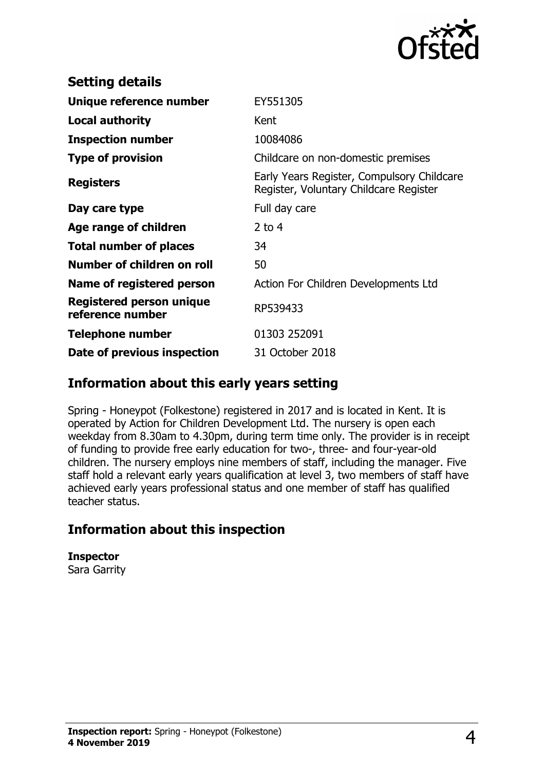## Setting details

| | |
|---|---|
| **Unique reference number** | EY551305 |
| **Local authority** | Kent |
| **Inspection number** | 10084086 |
| **Type of provision** | Childcare on non-domestic premises |
| **Registers** | Early Years Register, Compulsory Childcare Register, Voluntary Childcare Register |
| **Day care type** | Full day care |
| **Age range of children** | 2 to 4 |
| **Total number of places** | 34 |
| **Number of children on roll** | 50 |
| **Name of registered person** | Action For Children Developments Ltd |
| **Registered person unique reference number** | RP539433 |
| **Telephone number** | 01303 252091 |
| **Date of previous inspection** | 31 October 2018 |

## Information about this early years setting

Spring - Honeypot (Folkestone) registered in 2017 and is located in Kent. It is operated by Action for Children Development Ltd. The nursery is open each weekday from 8.30am to 4.30pm, during term time only. The provider is in receipt of funding to provide free early education for two-, three- and four-year-old children. The nursery employs nine members of staff, including the manager. Five staff hold a relevant early years qualification at level 3, two members of staff have achieved early years professional status and one member of staff has qualified teacher status.

## Information about this inspection

**Inspector**
Sara Garrity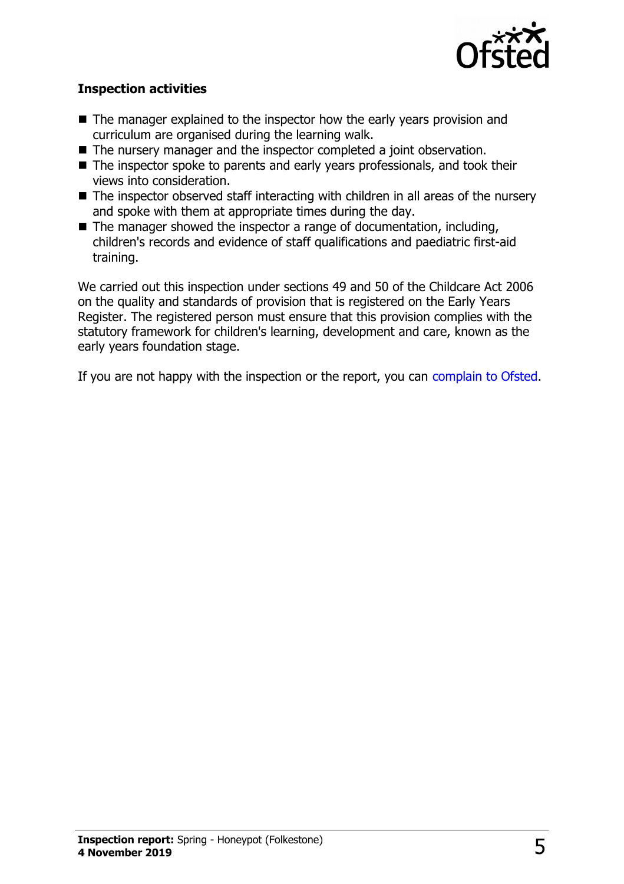### Inspection activities

- The manager explained to the inspector how the early years provision and curriculum are organised during the learning walk.
- The nursery manager and the inspector completed a joint observation.
- The inspector spoke to parents and early years professionals, and took their views into consideration.
- The inspector observed staff interacting with children in all areas of the nursery and spoke with them at appropriate times during the day.
- The manager showed the inspector a range of documentation, including, children's records and evidence of staff qualifications and paediatric first-aid training.

We carried out this inspection under sections 49 and 50 of the Childcare Act 2006 on the quality and standards of provision that is registered on the Early Years Register. The registered person must ensure that this provision complies with the statutory framework for children's learning, development and care, known as the early years foundation stage.

If you are not happy with the inspection or the report, you can complain to Ofsted.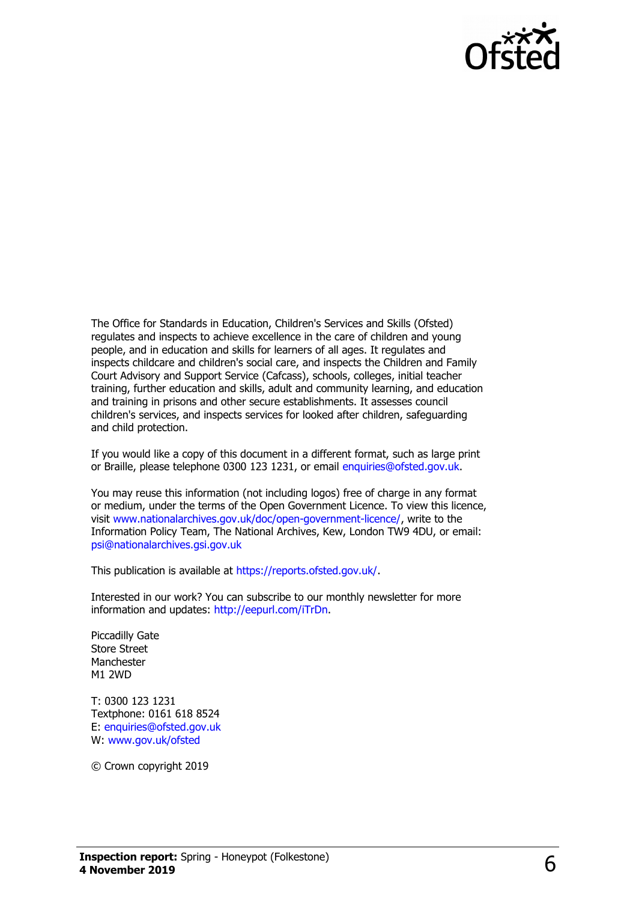The Office for Standards in Education, Children's Services and Skills (Ofsted) regulates and inspects to achieve excellence in the care of children and young people, and in education and skills for learners of all ages. It regulates and inspects childcare and children's social care, and inspects the Children and Family Court Advisory and Support Service (Cafcass), schools, colleges, initial teacher training, further education and skills, adult and community learning, and education and training in prisons and other secure establishments. It assesses council children's services, and inspects services for looked after children, safeguarding and child protection.

If you would like a copy of this document in a different format, such as large print or Braille, please telephone 0300 123 1231, or email enquiries@ofsted.gov.uk.

You may reuse this information (not including logos) free of charge in any format or medium, under the terms of the Open Government Licence. To view this licence, visit www.nationalarchives.gov.uk/doc/open-government-licence/, write to the Information Policy Team, The National Archives, Kew, London TW9 4DU, or email: psi@nationalarchives.gsi.gov.uk

This publication is available at https://reports.ofsted.gov.uk/.

Interested in our work? You can subscribe to our monthly newsletter for more information and updates: http://eepurl.com/iTrDn.

Piccadilly Gate
Store Street
Manchester
M1 2WD

T: 0300 123 1231
Textphone: 0161 618 8524
E: enquiries@ofsted.gov.uk
W: www.gov.uk/ofsted

© Crown copyright 2019